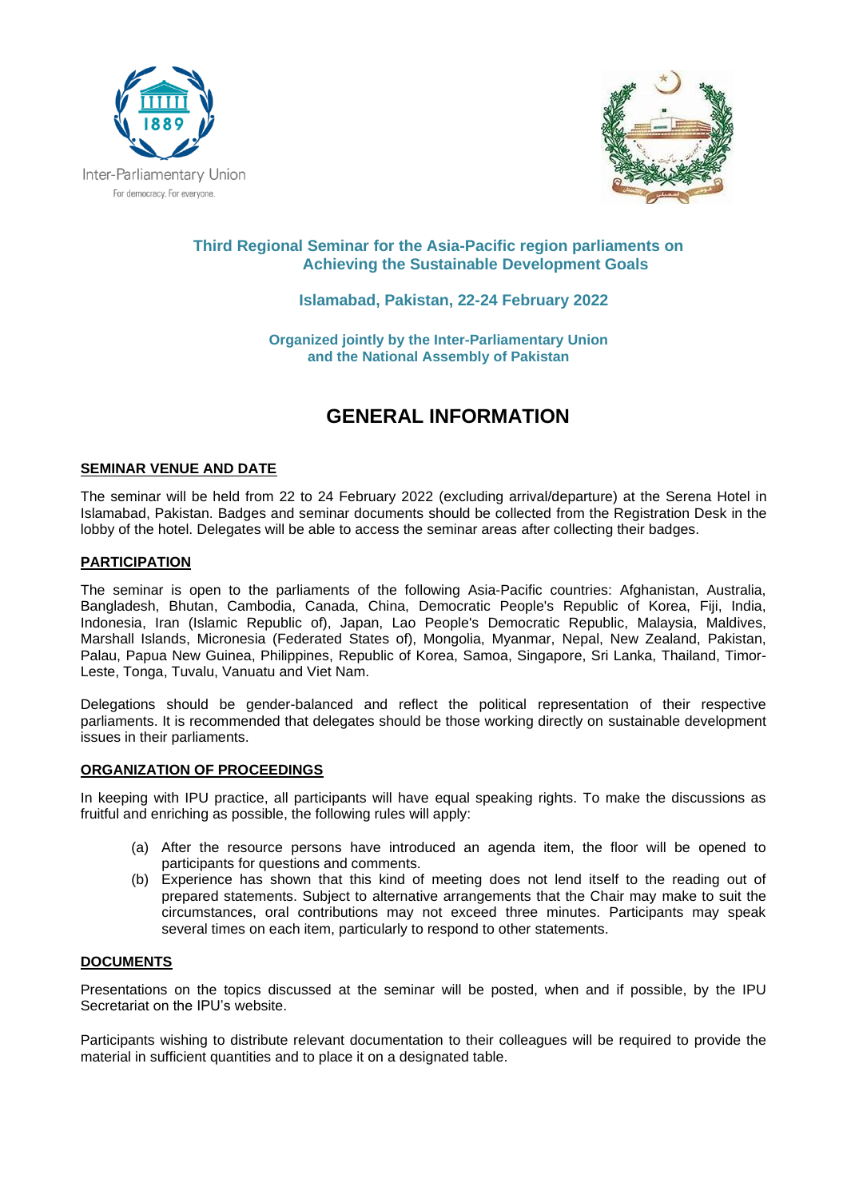Inter-Parliamentary Union
For democracy. For everyone.

**Third Regional Seminar for the Asia-Pacific region parliaments on Achieving the Sustainable Development Goals**

**Islamabad, Pakistan, 22-24 February 2022**

**Organized jointly by the Inter-Parliamentary Union and the National Assembly of Pakistan**

# GENERAL INFORMATION

## SEMINAR VENUE AND DATE

The seminar will be held from 22 to 24 February 2022 (excluding arrival/departure) at the Serena Hotel in Islamabad, Pakistan. Badges and seminar documents should be collected from the Registration Desk in the lobby of the hotel. Delegates will be able to access the seminar areas after collecting their badges.

## PARTICIPATION

The seminar is open to the parliaments of the following Asia-Pacific countries: Afghanistan, Australia, Bangladesh, Bhutan, Cambodia, Canada, China, Democratic People's Republic of Korea, Fiji, India, Indonesia, Iran (Islamic Republic of), Japan, Lao People's Democratic Republic, Malaysia, Maldives, Marshall Islands, Micronesia (Federated States of), Mongolia, Myanmar, Nepal, New Zealand, Pakistan, Palau, Papua New Guinea, Philippines, Republic of Korea, Samoa, Singapore, Sri Lanka, Thailand, Timor-Leste, Tonga, Tuvalu, Vanuatu and Viet Nam.

Delegations should be gender-balanced and reflect the political representation of their respective parliaments. It is recommended that delegates should be those working directly on sustainable development issues in their parliaments.

## ORGANIZATION OF PROCEEDINGS

In keeping with IPU practice, all participants will have equal speaking rights. To make the discussions as fruitful and enriching as possible, the following rules will apply:

(a) After the resource persons have introduced an agenda item, the floor will be opened to participants for questions and comments.

(b) Experience has shown that this kind of meeting does not lend itself to the reading out of prepared statements. Subject to alternative arrangements that the Chair may make to suit the circumstances, oral contributions may not exceed three minutes. Participants may speak several times on each item, particularly to respond to other statements.

## DOCUMENTS

Presentations on the topics discussed at the seminar will be posted, when and if possible, by the IPU Secretariat on the IPU's website.

Participants wishing to distribute relevant documentation to their colleagues will be required to provide the material in sufficient quantities and to place it on a designated table.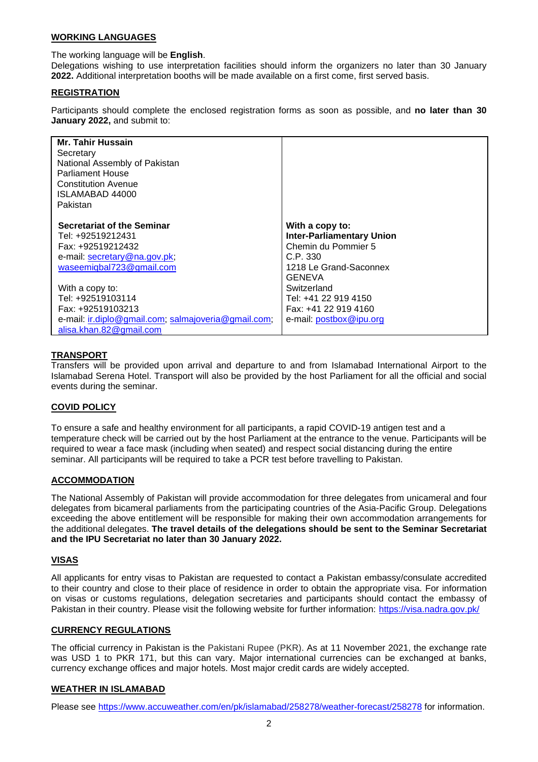## WORKING LANGUAGES

The working language will be **English**.

Delegations wishing to use interpretation facilities should inform the organizers no later than 30 January **2022.** Additional interpretation booths will be made available on a first come, first served basis.

## REGISTRATION

Participants should complete the enclosed registration forms as soon as possible, and **no later than 30 January 2022,** and submit to:

| | |
|---|---|
| **Mr. Tahir Hussain**<br>Secretary<br>National Assembly of Pakistan<br>Parliament House<br>Constitution Avenue<br>ISLAMABAD 44000<br>Pakistan | |
| **Secretariat of the Seminar**<br>Tel: +92519212431<br>Fax: +92519212432<br>e-mail: secretary@na.gov.pk; waseemiqbal723@gmail.com<br><br>With a copy to:<br>Tel: +92519103114<br>Fax: +92519103213<br>e-mail: ir.diplo@gmail.com; salmajoveria@gmail.com; alisa.khan.82@gmail.com | **With a copy to:**<br>**Inter-Parliamentary Union**<br>Chemin du Pommier 5<br>C.P. 330<br>1218 Le Grand-Saconnex<br>GENEVA<br>Switzerland<br>Tel: +41 22 919 4150<br>Fax: +41 22 919 4160<br>e-mail: postbox@ipu.org |

## TRANSPORT

Transfers will be provided upon arrival and departure to and from Islamabad International Airport to the Islamabad Serena Hotel. Transport will also be provided by the host Parliament for all the official and social events during the seminar.

## COVID POLICY

To ensure a safe and healthy environment for all participants, a rapid COVID-19 antigen test and a temperature check will be carried out by the host Parliament at the entrance to the venue. Participants will be required to wear a face mask (including when seated) and respect social distancing during the entire seminar. All participants will be required to take a PCR test before travelling to Pakistan.

## ACCOMMODATION

The National Assembly of Pakistan will provide accommodation for three delegates from unicameral and four delegates from bicameral parliaments from the participating countries of the Asia-Pacific Group. Delegations exceeding the above entitlement will be responsible for making their own accommodation arrangements for the additional delegates. **The travel details of the delegations should be sent to the Seminar Secretariat and the IPU Secretariat no later than 30 January 2022.**

## VISAS

All applicants for entry visas to Pakistan are requested to contact a Pakistan embassy/consulate accredited to their country and close to their place of residence in order to obtain the appropriate visa. For information on visas or customs regulations, delegation secretaries and participants should contact the embassy of Pakistan in their country. Please visit the following website for further information: https://visa.nadra.gov.pk/

## CURRENCY REGULATIONS

The official currency in Pakistan is the Pakistani Rupee (PKR). As at 11 November 2021, the exchange rate was USD 1 to PKR 171, but this can vary. Major international currencies can be exchanged at banks, currency exchange offices and major hotels. Most major credit cards are widely accepted.

## WEATHER IN ISLAMABAD

Please see https://www.accuweather.com/en/pk/islamabad/258278/weather-forecast/258278 for information.